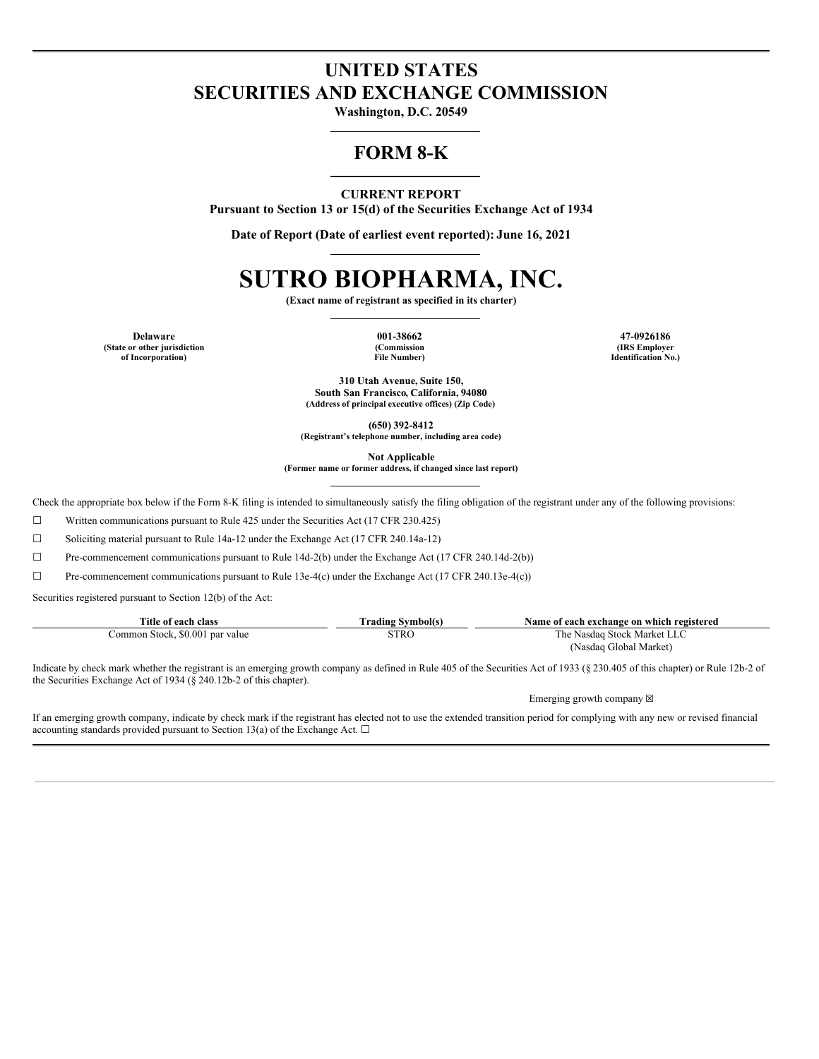# UNITED STATES
# SECURITIES AND EXCHANGE COMMISSION

**Washington, D.C. 20549**

## FORM 8-K

**CURRENT REPORT**
**Pursuant to Section 13 or 15(d) of the Securities Exchange Act of 1934**

**Date of Report (Date of earliest event reported): June 16, 2021**

# SUTRO BIOPHARMA, INC.

**(Exact name of registrant as specified in its charter)**

| Delaware | 001-38662 | 47-0926186 |
|---|---|---|
| (State or other jurisdiction of Incorporation) | (Commission File Number) | (IRS Employer Identification No.) |

**310 Utah Avenue, Suite 150,**
**South San Francisco, California, 94080**
**(Address of principal executive offices) (Zip Code)**

**(650) 392-8412**
**(Registrant's telephone number, including area code)**

**Not Applicable**
**(Former name or former address, if changed since last report)**

Check the appropriate box below if the Form 8-K filing is intended to simultaneously satisfy the filing obligation of the registrant under any of the following provisions:

☐ Written communications pursuant to Rule 425 under the Securities Act (17 CFR 230.425)

☐ Soliciting material pursuant to Rule 14a-12 under the Exchange Act (17 CFR 240.14a-12)

☐ Pre-commencement communications pursuant to Rule 14d-2(b) under the Exchange Act (17 CFR 240.14d-2(b))

☐ Pre-commencement communications pursuant to Rule 13e-4(c) under the Exchange Act (17 CFR 240.13e-4(c))

Securities registered pursuant to Section 12(b) of the Act:

| Title of each class | Trading Symbol(s) | Name of each exchange on which registered |
|---|---|---|
| Common Stock, $0.001 par value | STRO | The Nasdaq Stock Market LLC (Nasdaq Global Market) |

Indicate by check mark whether the registrant is an emerging growth company as defined in Rule 405 of the Securities Act of 1933 (§ 230.405 of this chapter) or Rule 12b-2 of the Securities Exchange Act of 1934 (§ 240.12b-2 of this chapter).

Emerging growth company ☒

If an emerging growth company, indicate by check mark if the registrant has elected not to use the extended transition period for complying with any new or revised financial accounting standards provided pursuant to Section 13(a) of the Exchange Act. ☐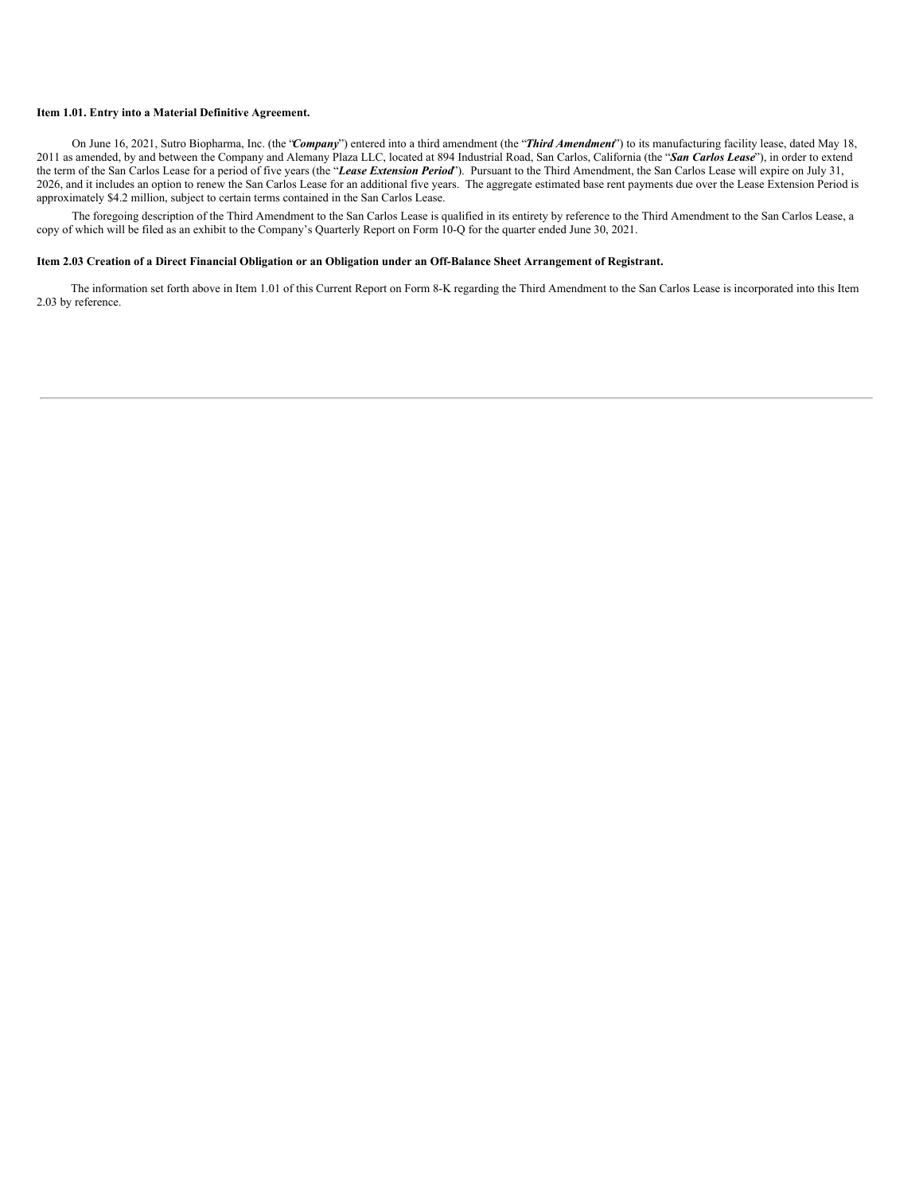**Item 1.01. Entry into a Material Definitive Agreement.**

On June 16, 2021, Sutro Biopharma, Inc. (the "***Company***") entered into a third amendment (the "***Third Amendment***") to its manufacturing facility lease, dated May 18, 2011 as amended, by and between the Company and Alemany Plaza LLC, located at 894 Industrial Road, San Carlos, California (the "***San Carlos Lease***"), in order to extend the term of the San Carlos Lease for a period of five years (the "***Lease Extension Period***"). Pursuant to the Third Amendment, the San Carlos Lease will expire on July 31, 2026, and it includes an option to renew the San Carlos Lease for an additional five years. The aggregate estimated base rent payments due over the Lease Extension Period is approximately $4.2 million, subject to certain terms contained in the San Carlos Lease.

The foregoing description of the Third Amendment to the San Carlos Lease is qualified in its entirety by reference to the Third Amendment to the San Carlos Lease, a copy of which will be filed as an exhibit to the Company's Quarterly Report on Form 10-Q for the quarter ended June 30, 2021.

**Item 2.03 Creation of a Direct Financial Obligation or an Obligation under an Off-Balance Sheet Arrangement of Registrant.**

The information set forth above in Item 1.01 of this Current Report on Form 8-K regarding the Third Amendment to the San Carlos Lease is incorporated into this Item 2.03 by reference.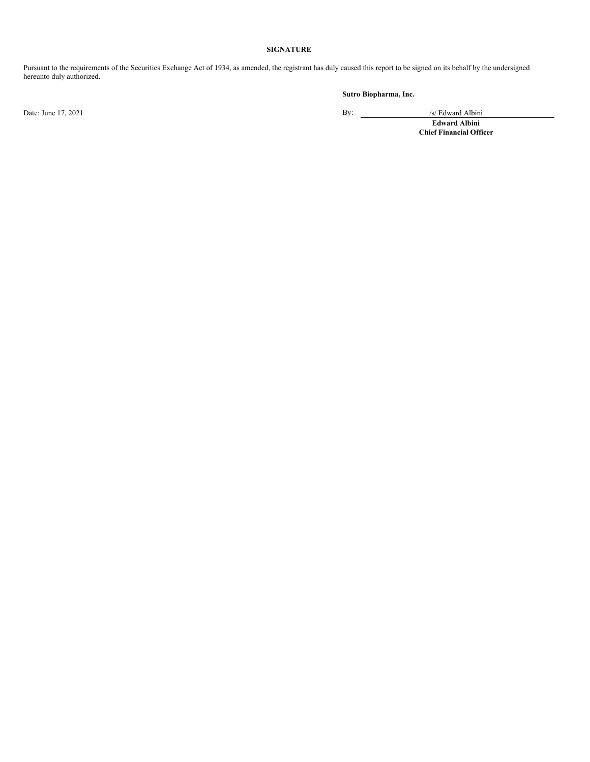**SIGNATURE**

Pursuant to the requirements of the Securities Exchange Act of 1934, as amended, the registrant has duly caused this report to be signed on its behalf by the undersigned hereunto duly authorized.

**Sutro Biopharma, Inc.**

Date: June 17, 2021

By: /s/ Edward Albini

**Edward Albini**
**Chief Financial Officer**